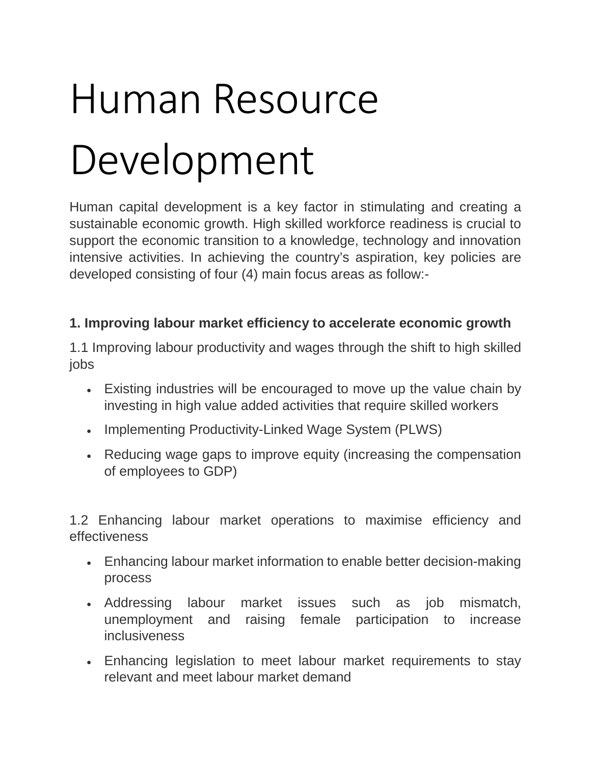# Human Resource Development

Human capital development is a key factor in stimulating and creating a sustainable economic growth. High skilled workforce readiness is crucial to support the economic transition to a knowledge, technology and innovation intensive activities. In achieving the country's aspiration, key policies are developed consisting of four (4) main focus areas as follow:-

**1. Improving labour market efficiency to accelerate economic growth**

1.1 Improving labour productivity and wages through the shift to high skilled jobs

- Existing industries will be encouraged to move up the value chain by investing in high value added activities that require skilled workers
- Implementing Productivity-Linked Wage System (PLWS)
- Reducing wage gaps to improve equity (increasing the compensation of employees to GDP)

1.2 Enhancing labour market operations to maximise efficiency and effectiveness

- Enhancing labour market information to enable better decision-making process
- Addressing labour market issues such as job mismatch, unemployment and raising female participation to increase inclusiveness
- Enhancing legislation to meet labour market requirements to stay relevant and meet labour market demand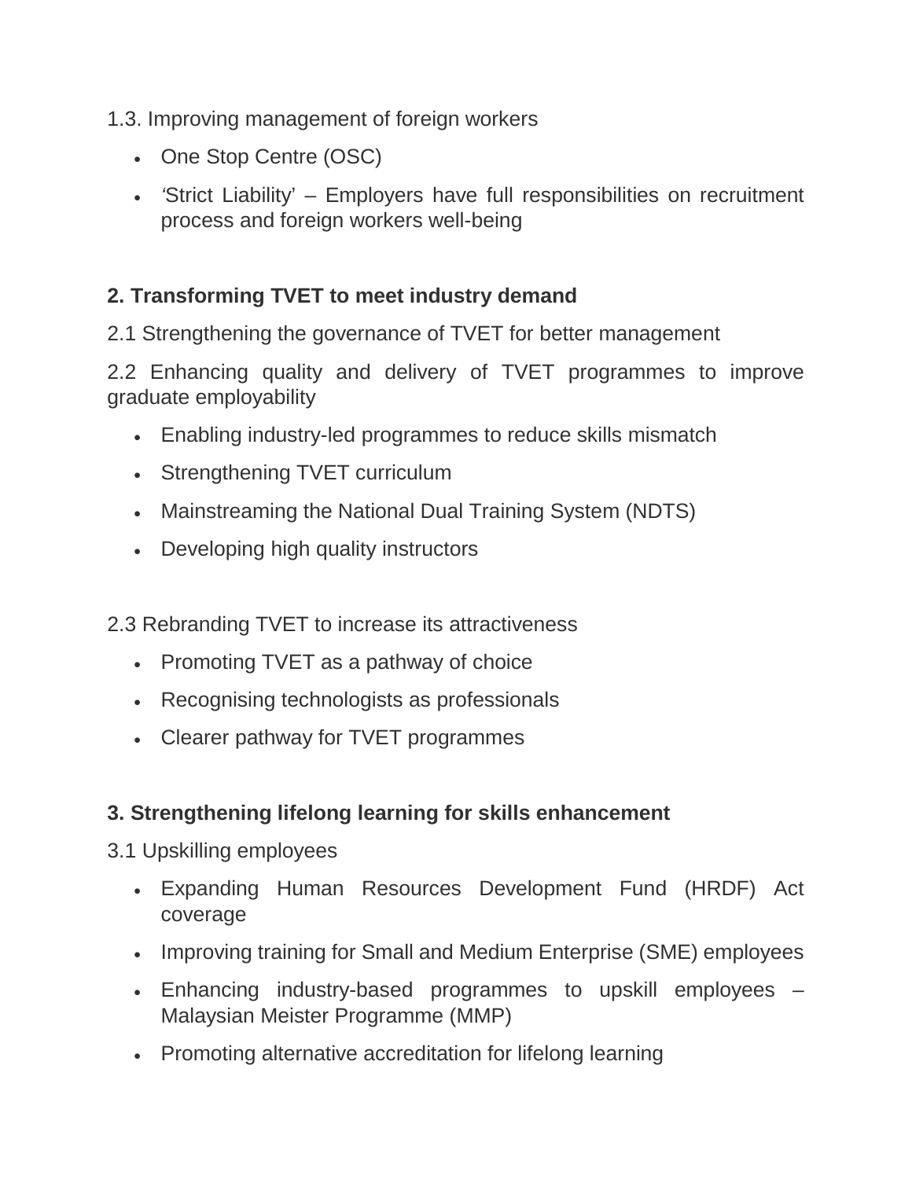1.3. Improving management of foreign workers

- One Stop Centre (OSC)
- 'Strict Liability' – Employers have full responsibilities on recruitment process and foreign workers well-being

**2. Transforming TVET to meet industry demand**

2.1 Strengthening the governance of TVET for better management

2.2 Enhancing quality and delivery of TVET programmes to improve graduate employability

- Enabling industry-led programmes to reduce skills mismatch
- Strengthening TVET curriculum
- Mainstreaming the National Dual Training System (NDTS)
- Developing high quality instructors

2.3 Rebranding TVET to increase its attractiveness

- Promoting TVET as a pathway of choice
- Recognising technologists as professionals
- Clearer pathway for TVET programmes

**3. Strengthening lifelong learning for skills enhancement**

3.1 Upskilling employees

- Expanding Human Resources Development Fund (HRDF) Act coverage
- Improving training for Small and Medium Enterprise (SME) employees
- Enhancing industry-based programmes to upskill employees – Malaysian Meister Programme (MMP)
- Promoting alternative accreditation for lifelong learning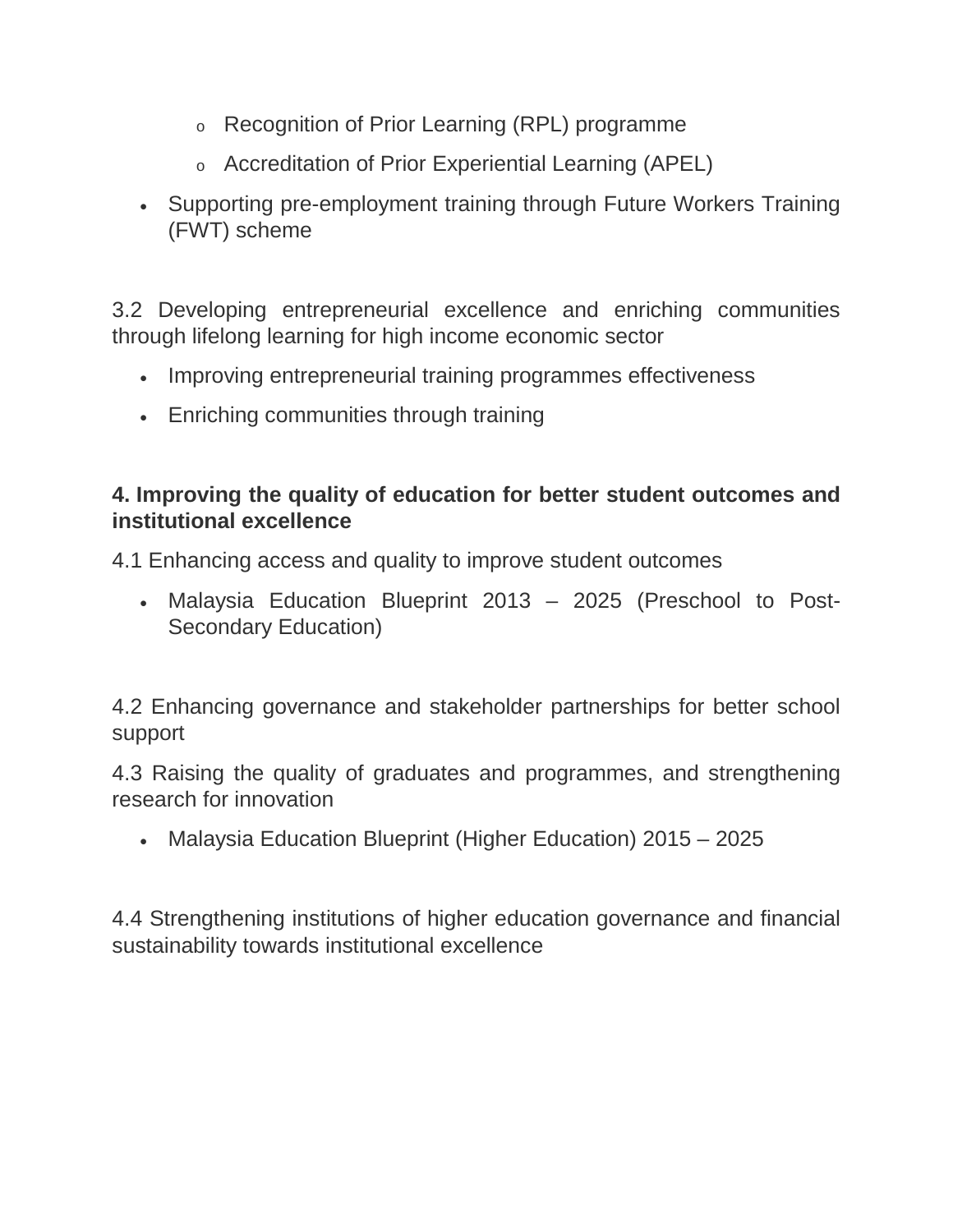- Recognition of Prior Learning (RPL) programme
    - Accreditation of Prior Experiential Learning (APEL)
- Supporting pre-employment training through Future Workers Training (FWT) scheme

3.2 Developing entrepreneurial excellence and enriching communities through lifelong learning for high income economic sector

- Improving entrepreneurial training programmes effectiveness
- Enriching communities through training

**4. Improving the quality of education for better student outcomes and institutional excellence**

4.1 Enhancing access and quality to improve student outcomes

- Malaysia Education Blueprint 2013 – 2025 (Preschool to Post-Secondary Education)

4.2 Enhancing governance and stakeholder partnerships for better school support

4.3 Raising the quality of graduates and programmes, and strengthening research for innovation

- Malaysia Education Blueprint (Higher Education) 2015 – 2025

4.4 Strengthening institutions of higher education governance and financial sustainability towards institutional excellence